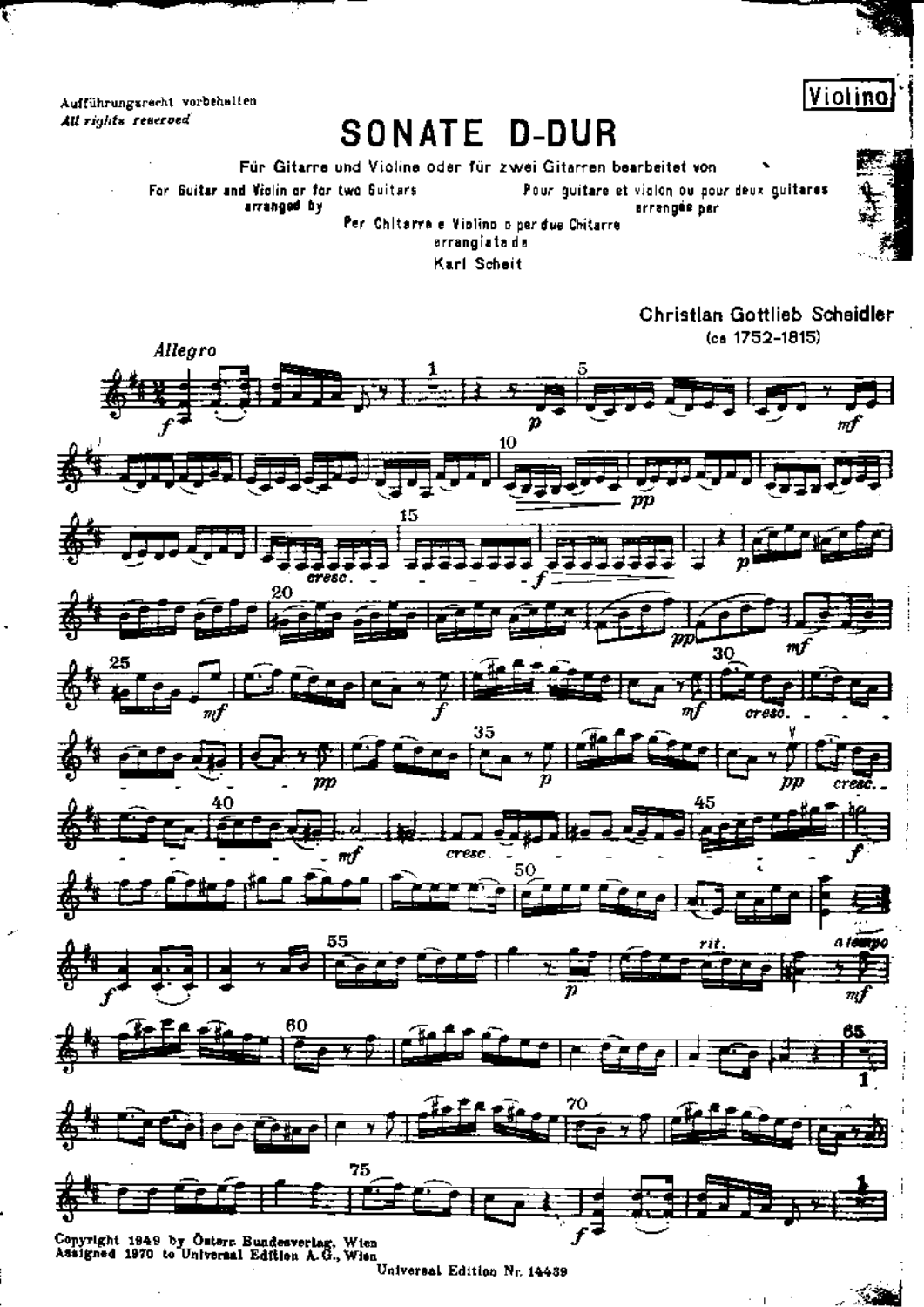Aufführungsrecht vorbehalten
*All rights reserved*

Violino

# SONATE D-DUR

Für Gitarre und Violine oder für zwei Gitarren bearbeitet von

For Guitar and Violin or for two Guitars arranged by

Pour guitare et violon ou pour deux guitares arrangée par

Per Chitarra e Violino o per due Chitarre arrangiata da

Karl Scheit

Christian Gottlieb Scheidler
(ca 1752-1815)

*Allegro*

Copyright 1949 by Österr. Bundesverlag, Wien
Assigned 1970 to Universal Edition A.G., Wien

Universal Edition Nr. 14439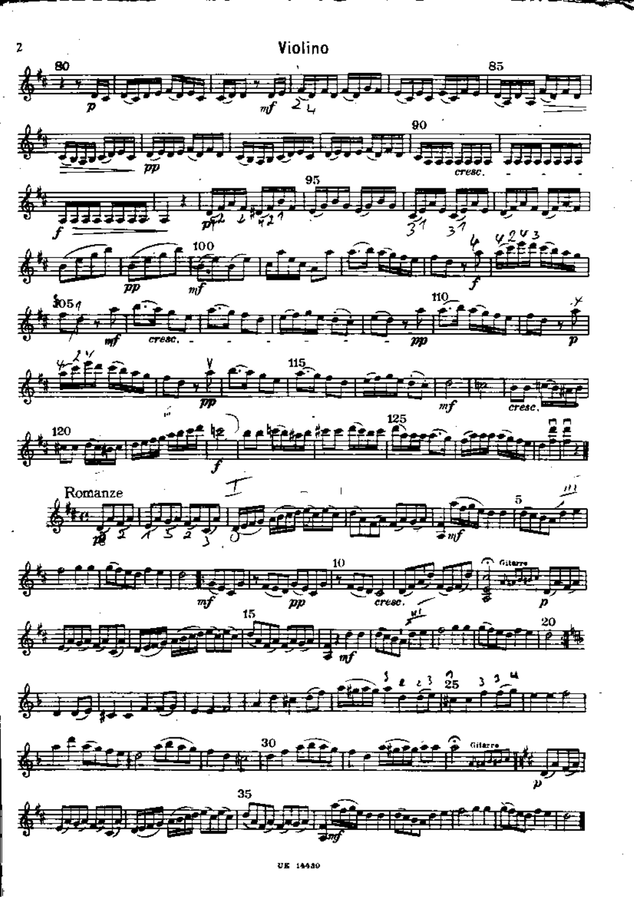## Romanze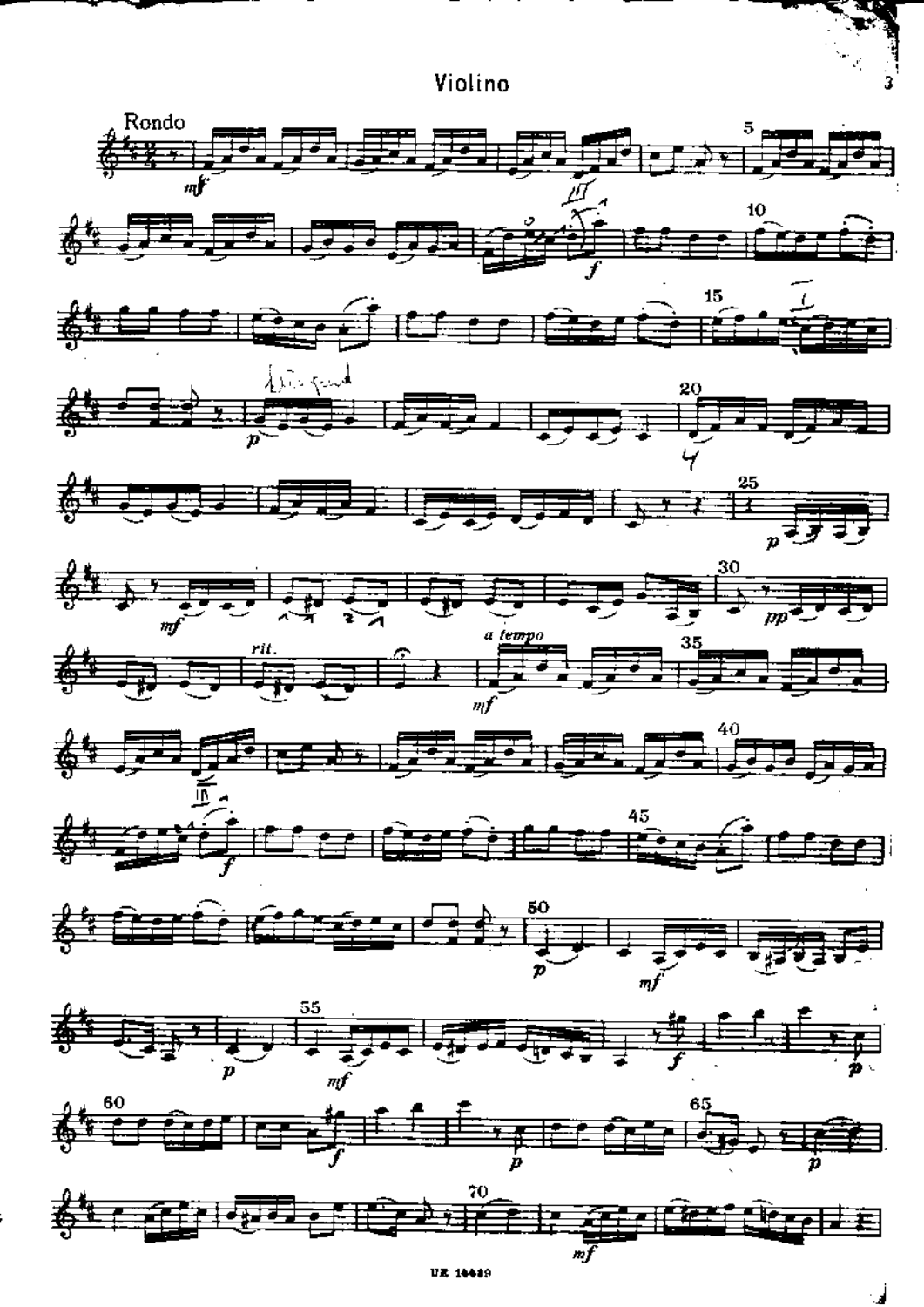# Violino

## Rondo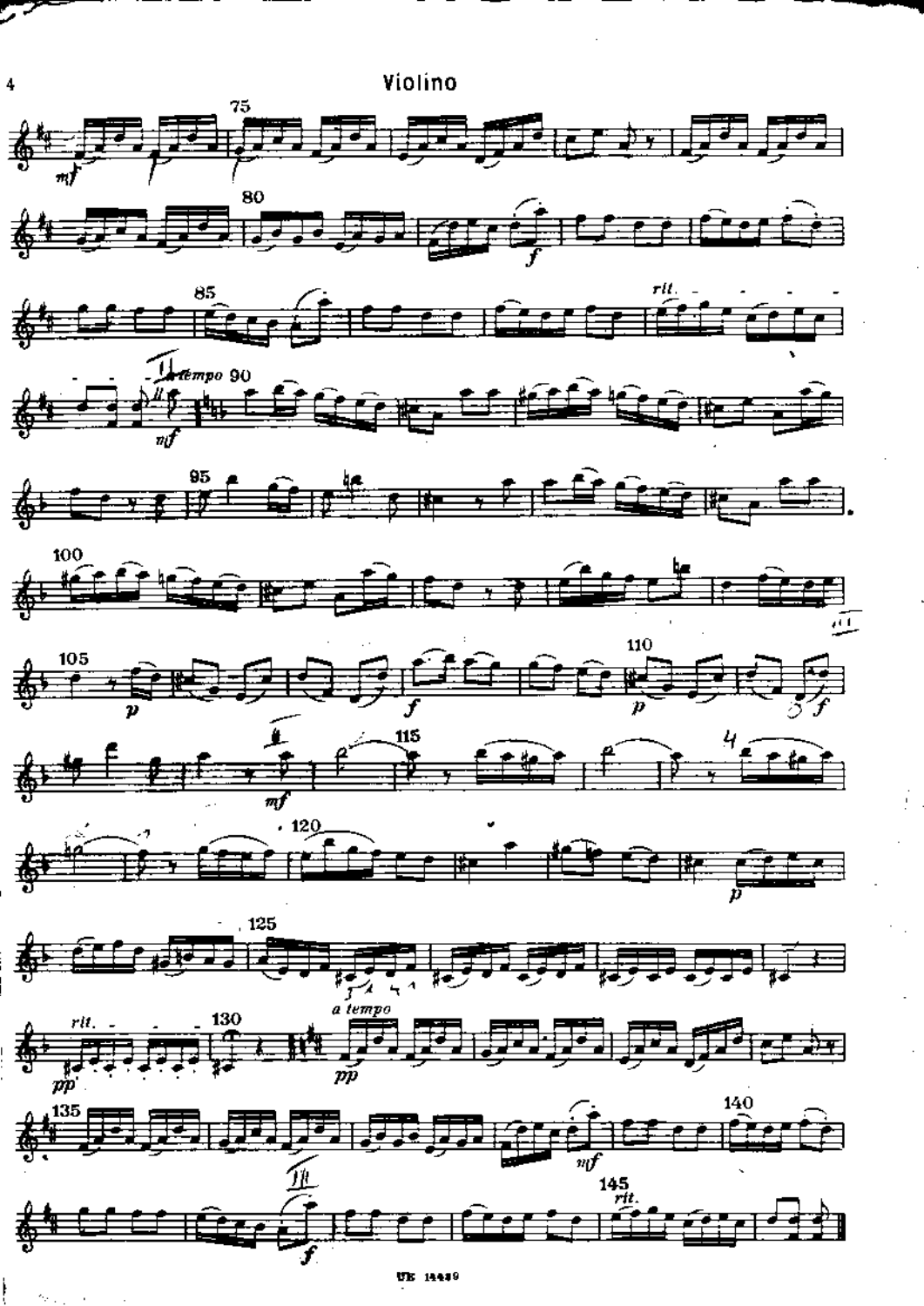Violino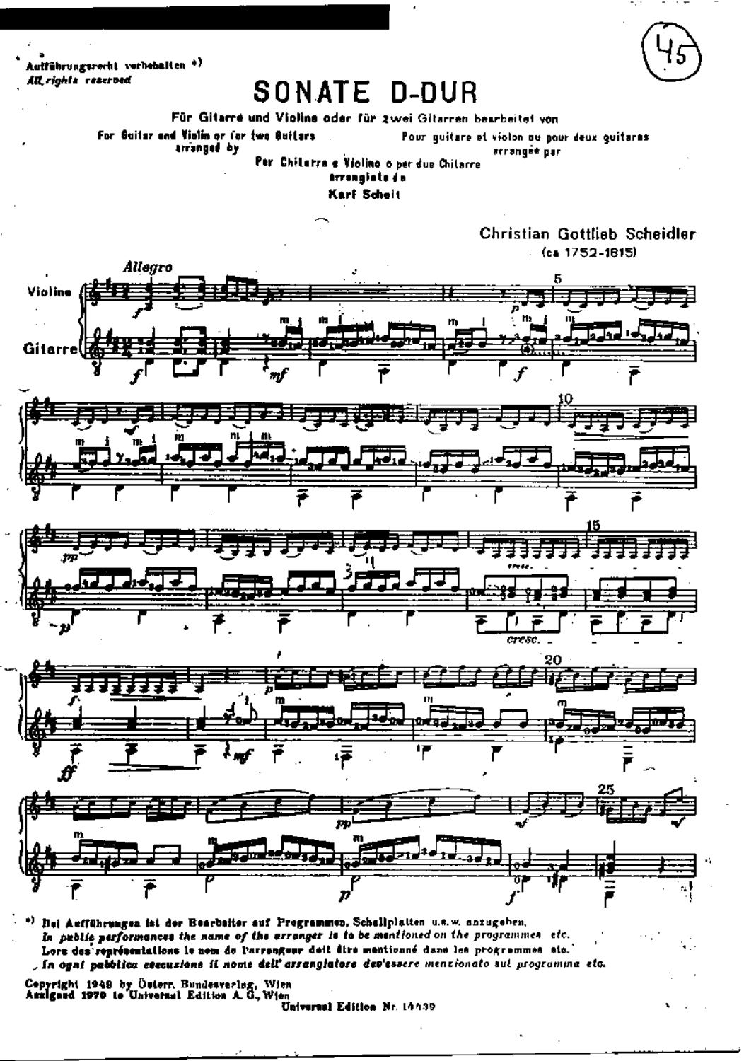Aufführungsrecht vorbehalten *)
*All rights reserved*

# SONATE D-DUR

Für Gitarre und Violine oder für zwei Gitarren bearbeitet von

For Guitar and Violin or for two Guitars arranged by

Pour guitare et violon ou pour deux guitares arrangée par

Per Chitarra e Violino o per due Chitarre arrangiata da

Karl Scheit

Christian Gottlieb Scheidler
(ca 1752-1815)

*) Bei Aufführungen ist der Bearbeiter auf Programmen, Schallplatten u.s.w. anzugeben.
*In public performances the name of the arranger is to be mentioned on the programmes etc.*
Lors des représentations le nom de l'arrangeur doit être mentionné dans les programmes etc.
*In ogni pubblica esecuzione il nome dell'arrangiatore dev'essere menzionato sul programma etc.*

Copyright 1949 by Österr. Bundesverlag, Wien
Assigned 1970 to Universal Edition A. G., Wien
Universal Edition Nr. 14439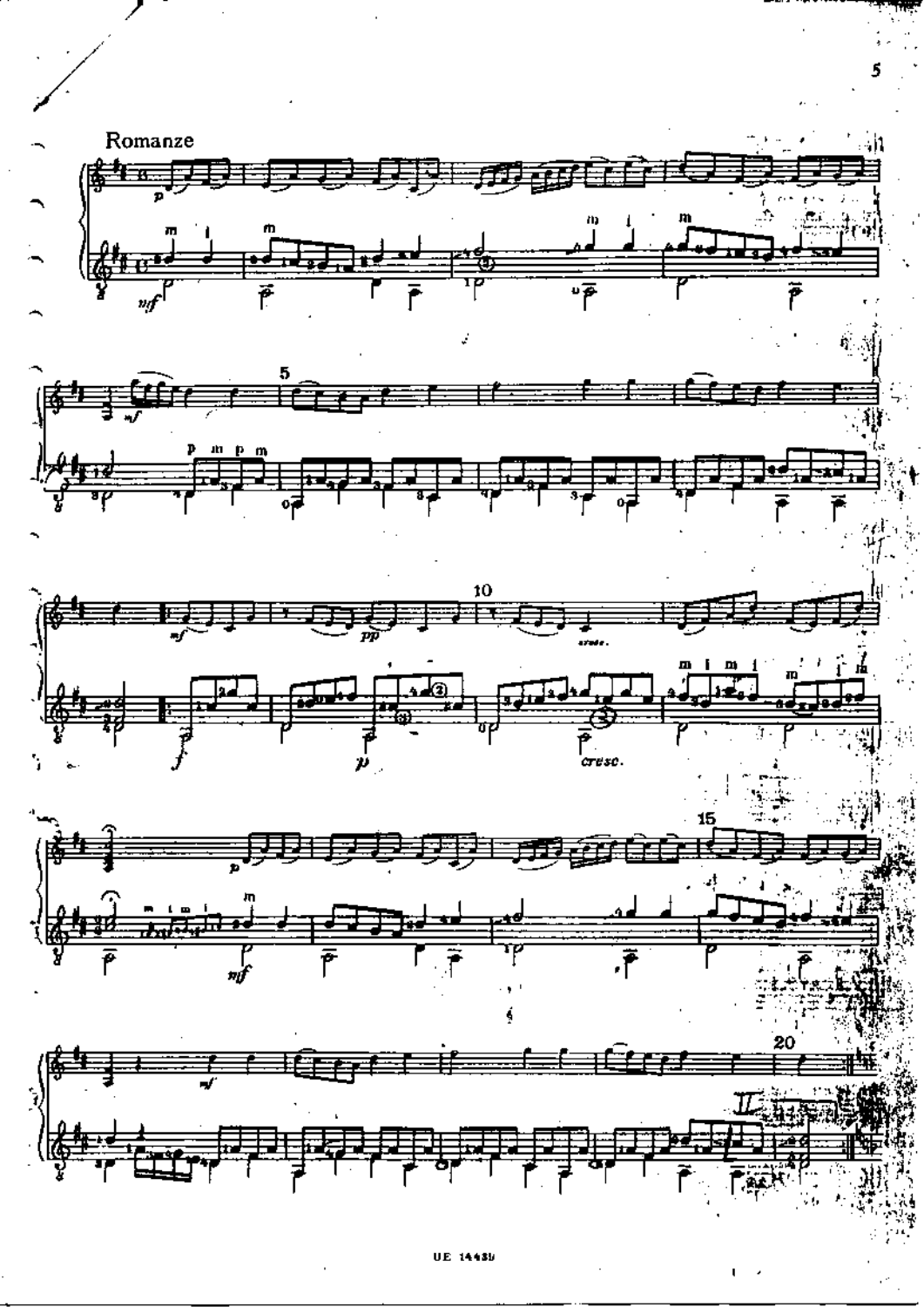# Romanze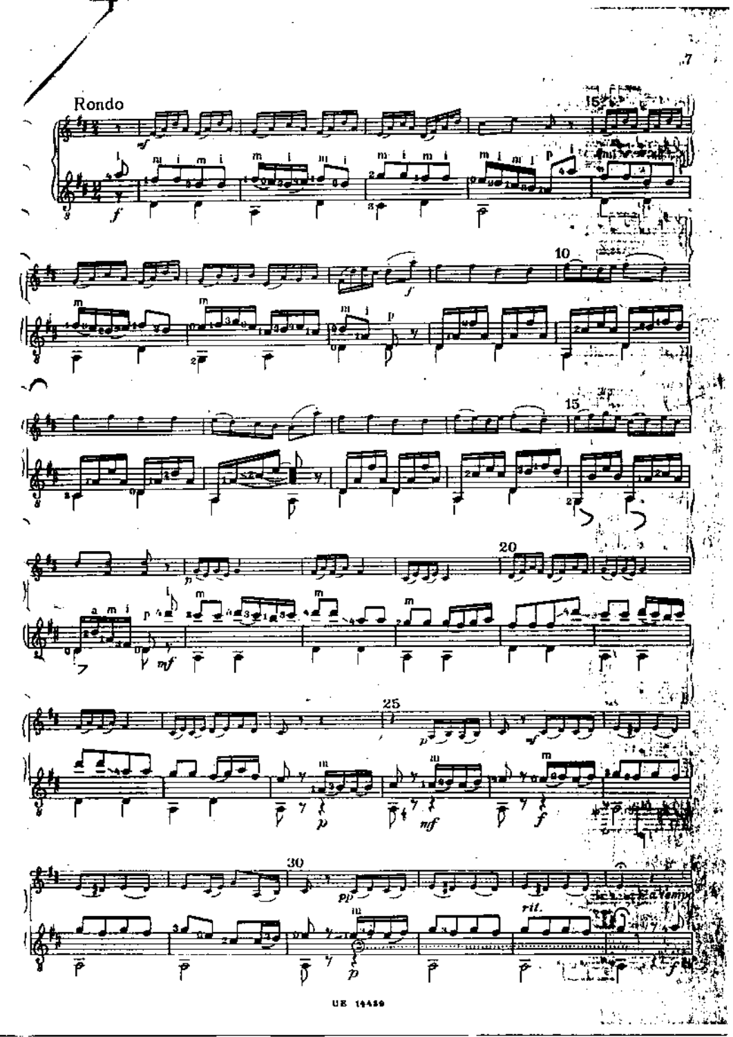## Rondo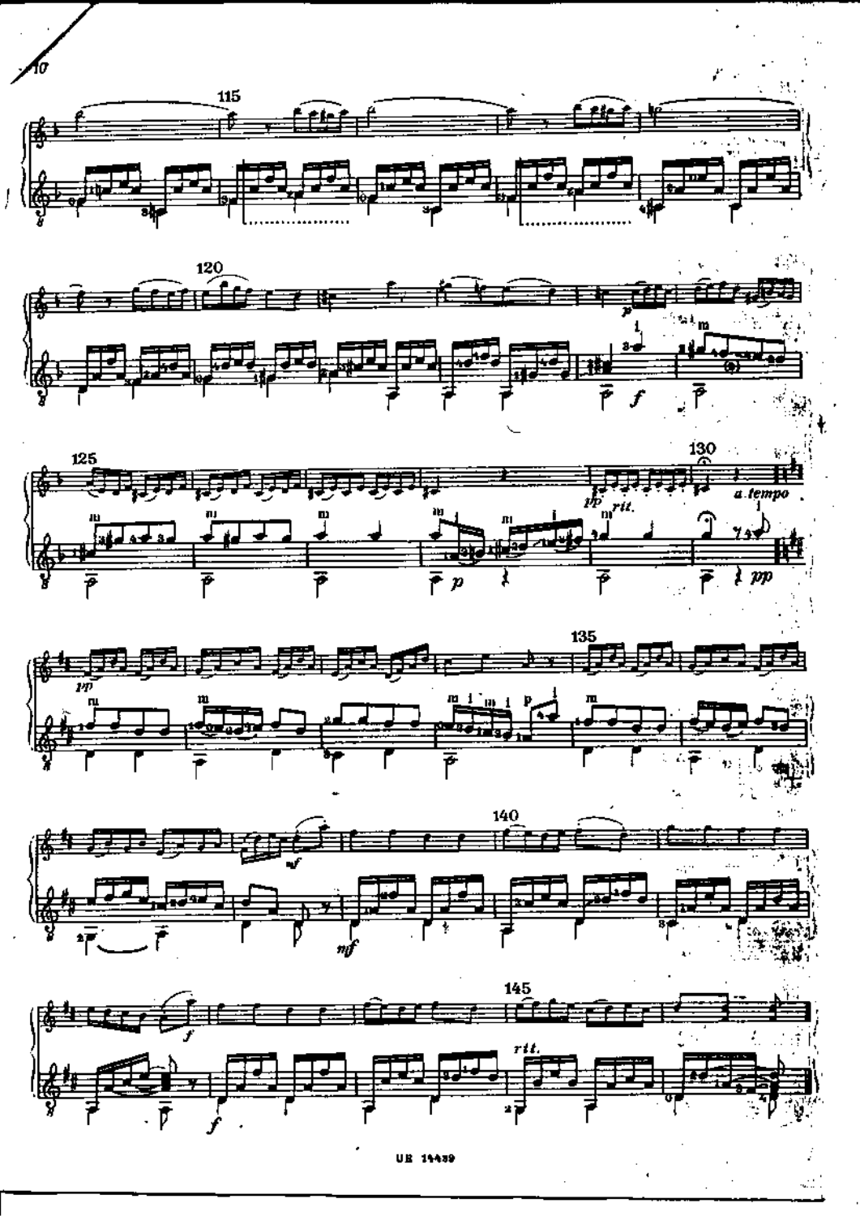UE 14439